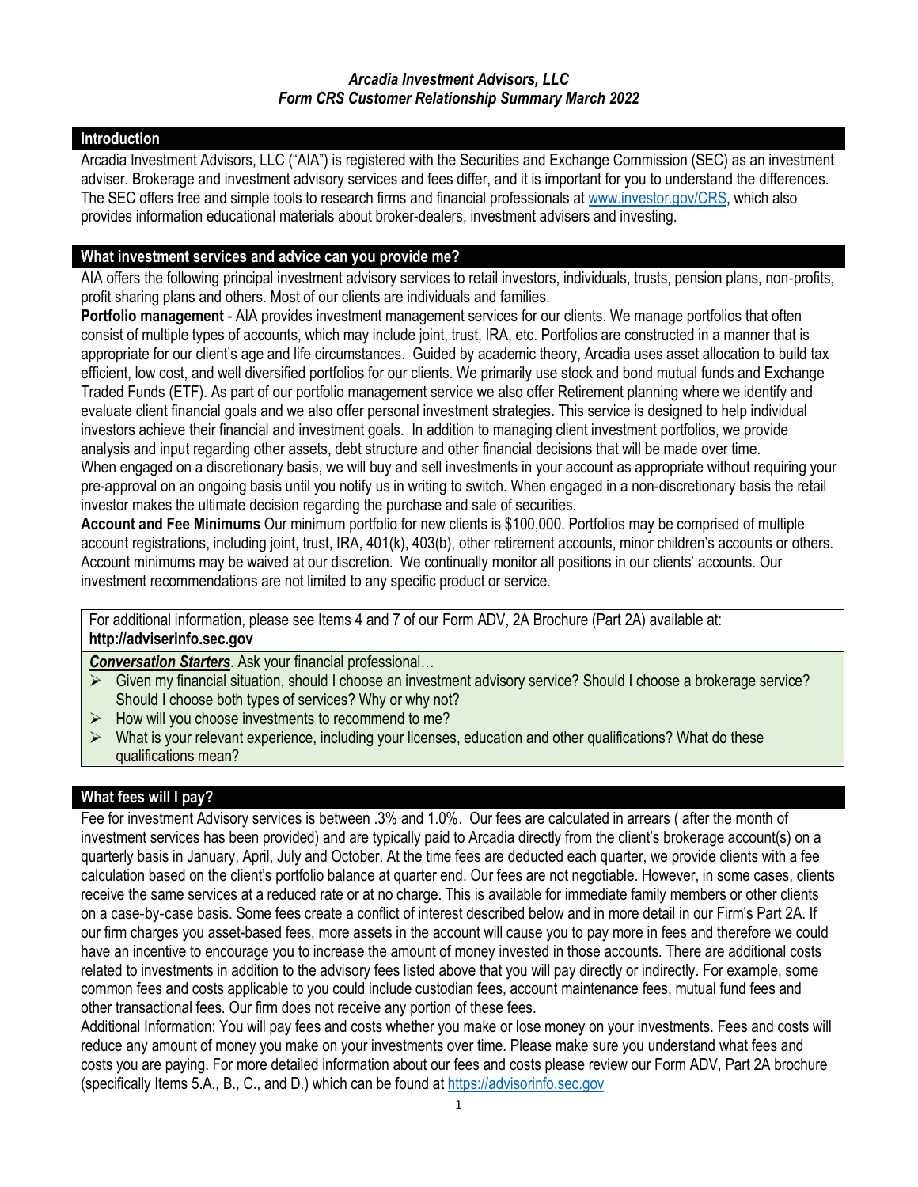***Arcadia Investment Advisors, LLC***
***Form CRS Customer Relationship Summary March 2022***

## Introduction

Arcadia Investment Advisors, LLC ("AIA") is registered with the Securities and Exchange Commission (SEC) as an investment adviser. Brokerage and investment advisory services and fees differ, and it is important for you to understand the differences. The SEC offers free and simple tools to research firms and financial professionals at www.investor.gov/CRS, which also provides information educational materials about broker-dealers, investment advisers and investing.

## What investment services and advice can you provide me?

AIA offers the following principal investment advisory services to retail investors, individuals, trusts, pension plans, non-profits, profit sharing plans and others. Most of our clients are individuals and families.

**Portfolio management** - AIA provides investment management services for our clients. We manage portfolios that often consist of multiple types of accounts, which may include joint, trust, IRA, etc. Portfolios are constructed in a manner that is appropriate for our client's age and life circumstances. Guided by academic theory, Arcadia uses asset allocation to build tax efficient, low cost, and well diversified portfolios for our clients. We primarily use stock and bond mutual funds and Exchange Traded Funds (ETF). As part of our portfolio management service we also offer Retirement planning where we identify and evaluate client financial goals and we also offer personal investment strategies**.** This service is designed to help individual investors achieve their financial and investment goals. In addition to managing client investment portfolios, we provide analysis and input regarding other assets, debt structure and other financial decisions that will be made over time.

When engaged on a discretionary basis, we will buy and sell investments in your account as appropriate without requiring your pre-approval on an ongoing basis until you notify us in writing to switch. When engaged in a non-discretionary basis the retail investor makes the ultimate decision regarding the purchase and sale of securities.

**Account and Fee Minimums** Our minimum portfolio for new clients is $100,000. Portfolios may be comprised of multiple account registrations, including joint, trust, IRA, 401(k), 403(b), other retirement accounts, minor children's accounts or others. Account minimums may be waived at our discretion. We continually monitor all positions in our clients' accounts. Our investment recommendations are not limited to any specific product or service.

For additional information, please see Items 4 and 7 of our Form ADV, 2A Brochure (Part 2A) available at: **http://adviserinfo.sec.gov**

***Conversation Starters***. Ask your financial professional…

- Given my financial situation, should I choose an investment advisory service? Should I choose a brokerage service? Should I choose both types of services? Why or why not?
- How will you choose investments to recommend to me?
- What is your relevant experience, including your licenses, education and other qualifications? What do these qualifications mean?

## What fees will I pay?

Fee for investment Advisory services is between .3% and 1.0%. Our fees are calculated in arrears ( after the month of investment services has been provided) and are typically paid to Arcadia directly from the client's brokerage account(s) on a quarterly basis in January, April, July and October. At the time fees are deducted each quarter, we provide clients with a fee calculation based on the client's portfolio balance at quarter end. Our fees are not negotiable. However, in some cases, clients receive the same services at a reduced rate or at no charge. This is available for immediate family members or other clients on a case-by-case basis. Some fees create a conflict of interest described below and in more detail in our Firm's Part 2A. If our firm charges you asset-based fees, more assets in the account will cause you to pay more in fees and therefore we could have an incentive to encourage you to increase the amount of money invested in those accounts. There are additional costs related to investments in addition to the advisory fees listed above that you will pay directly or indirectly. For example, some common fees and costs applicable to you could include custodian fees, account maintenance fees, mutual fund fees and other transactional fees. Our firm does not receive any portion of these fees.

Additional Information: You will pay fees and costs whether you make or lose money on your investments. Fees and costs will reduce any amount of money you make on your investments over time. Please make sure you understand what fees and costs you are paying. For more detailed information about our fees and costs please review our Form ADV, Part 2A brochure (specifically Items 5.A., B., C., and D.) which can be found at https://advisorinfo.sec.gov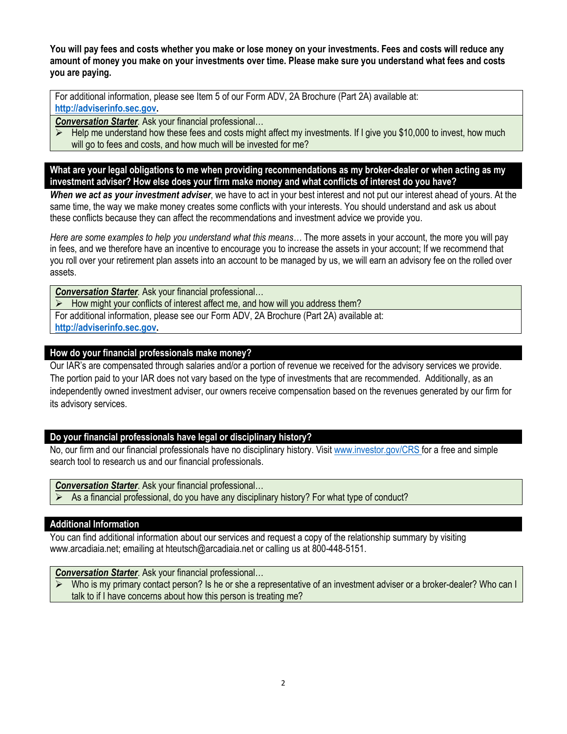**You will pay fees and costs whether you make or lose money on your investments. Fees and costs will reduce any amount of money you make on your investments over time. Please make sure you understand what fees and costs you are paying.**

For additional information, please see Item 5 of our Form ADV, 2A Brochure (Part 2A) available at: **http://adviserinfo.sec.gov.**

***Conversation Starter***. Ask your financial professional…

- Help me understand how these fees and costs might affect my investments. If I give you $10,000 to invest, how much will go to fees and costs, and how much will be invested for me?

## What are your legal obligations to me when providing recommendations as my broker-dealer or when acting as my investment adviser? How else does your firm make money and what conflicts of interest do you have?

***When we act as your investment adviser***, we have to act in your best interest and not put our interest ahead of yours. At the same time, the way we make money creates some conflicts with your interests. You should understand and ask us about these conflicts because they can affect the recommendations and investment advice we provide you.

*Here are some examples to help you understand what this means…* The more assets in your account, the more you will pay in fees, and we therefore have an incentive to encourage you to increase the assets in your account; If we recommend that you roll over your retirement plan assets into an account to be managed by us, we will earn an advisory fee on the rolled over assets.

***Conversation Starter***. Ask your financial professional…

- How might your conflicts of interest affect me, and how will you address them?

For additional information, please see our Form ADV, 2A Brochure (Part 2A) available at: **http://adviserinfo.sec.gov.**

## How do your financial professionals make money?

Our IAR's are compensated through salaries and/or a portion of revenue we received for the advisory services we provide. The portion paid to your IAR does not vary based on the type of investments that are recommended. Additionally, as an independently owned investment adviser, our owners receive compensation based on the revenues generated by our firm for its advisory services.

## Do your financial professionals have legal or disciplinary history?

No, our firm and our financial professionals have no disciplinary history. Visit www.investor.gov/CRS for a free and simple search tool to research us and our financial professionals.

***Conversation Starter***. Ask your financial professional…

- As a financial professional, do you have any disciplinary history? For what type of conduct?

## Additional Information

You can find additional information about our services and request a copy of the relationship summary by visiting www.arcadiaia.net; emailing at hteutsch@arcadiaia.net or calling us at 800-448-5151.

***Conversation Starter***. Ask your financial professional…

- Who is my primary contact person? Is he or she a representative of an investment adviser or a broker-dealer? Who can I talk to if I have concerns about how this person is treating me?